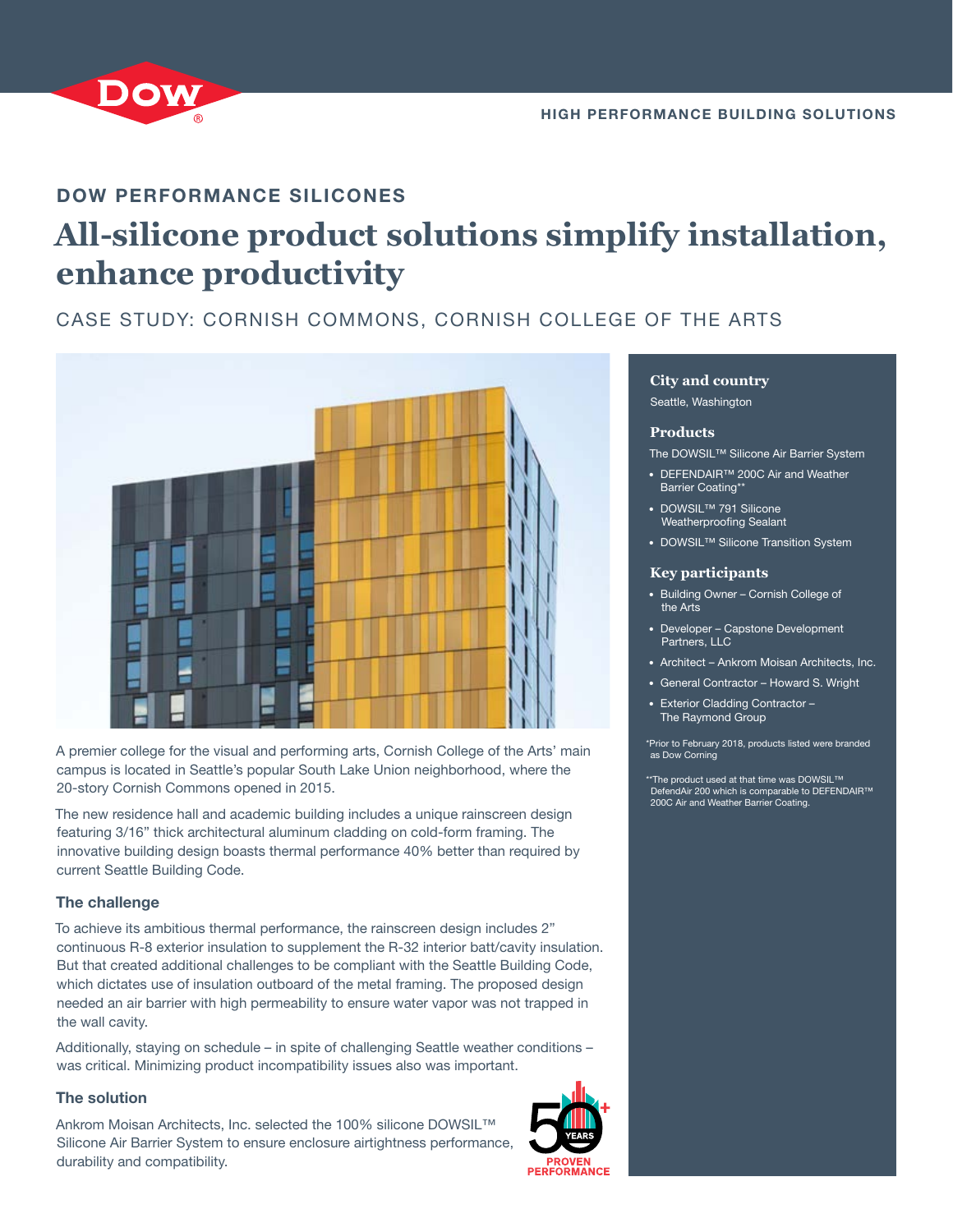HIGH PERFORMANCE BUILDING SOLUTIONS

## DOW PERFORMANCE SILICONES

# All-silicone product solutions simplify installation, enhance productivity

CASE STUDY: CORNISH COMMONS, CORNISH COLLEGE OF THE ARTS

A premier college for the visual and performing arts, Cornish College of the Arts' main campus is located in Seattle's popular South Lake Union neighborhood, where the 20-story Cornish Commons opened in 2015.

The new residence hall and academic building includes a unique rainscreen design featuring 3/16" thick architectural aluminum cladding on cold-form framing. The innovative building design boasts thermal performance 40% better than required by current Seattle Building Code.

### The challenge

To achieve its ambitious thermal performance, the rainscreen design includes 2" continuous R-8 exterior insulation to supplement the R-32 interior batt/cavity insulation. But that created additional challenges to be compliant with the Seattle Building Code, which dictates use of insulation outboard of the metal framing. The proposed design needed an air barrier with high permeability to ensure water vapor was not trapped in the wall cavity.

Additionally, staying on schedule – in spite of challenging Seattle weather conditions – was critical. Minimizing product incompatibility issues also was important.

### The solution

Ankrom Moisan Architects, Inc. selected the 100% silicone DOWSIL™ Silicone Air Barrier System to ensure enclosure airtightness performance, durability and compatibility.

50+ YEARS PROVEN PERFORMANCE

#### City and country

Seattle, Washington

#### Products

The DOWSIL™ Silicone Air Barrier System

- DEFENDAIR™ 200C Air and Weather Barrier Coating**
- DOWSIL™ 791 Silicone Weatherproofing Sealant
- DOWSIL™ Silicone Transition System

#### Key participants

- Building Owner – Cornish College of the Arts
- Developer – Capstone Development Partners, LLC
- Architect – Ankrom Moisan Architects, Inc.
- General Contractor – Howard S. Wright
- Exterior Cladding Contractor – The Raymond Group

*Prior to February 2018, products listed were branded as Dow Corning

**The product used at that time was DOWSIL™ DefendAir 200 which is comparable to DEFENDAIR™ 200C Air and Weather Barrier Coating.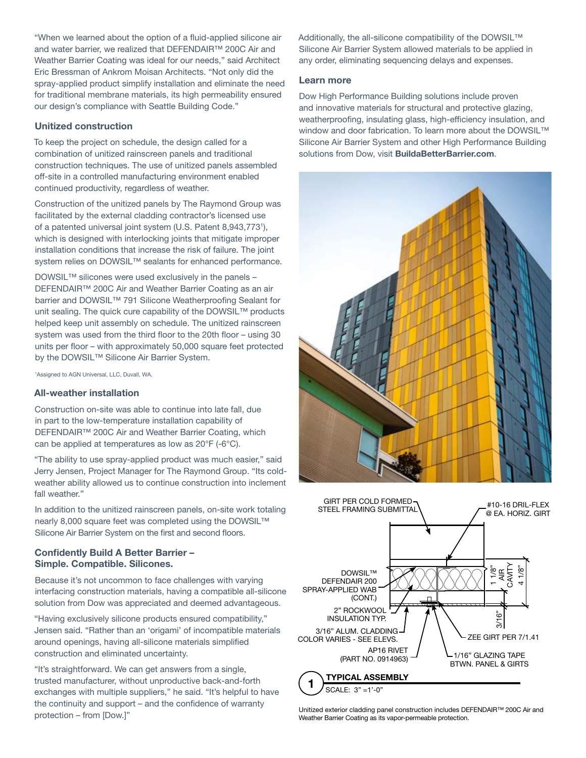"When we learned about the option of a fluid-applied silicone air and water barrier, we realized that DEFENDAIR™ 200C Air and Weather Barrier Coating was ideal for our needs," said Architect Eric Bressman of Ankrom Moisan Architects. "Not only did the spray-applied product simplify installation and eliminate the need for traditional membrane materials, its high permeability ensured our design's compliance with Seattle Building Code."

### Unitized construction

To keep the project on schedule, the design called for a combination of unitized rainscreen panels and traditional construction techniques. The use of unitized panels assembled off-site in a controlled manufacturing environment enabled continued productivity, regardless of weather.

Construction of the unitized panels by The Raymond Group was facilitated by the external cladding contractor's licensed use of a patented universal joint system (U.S. Patent 8,943,773[1]), which is designed with interlocking joints that mitigate improper installation conditions that increase the risk of failure. The joint system relies on DOWSIL™ sealants for enhanced performance.

DOWSIL™ silicones were used exclusively in the panels – DEFENDAIR™ 200C Air and Weather Barrier Coating as an air barrier and DOWSIL™ 791 Silicone Weatherproofing Sealant for unit sealing. The quick cure capability of the DOWSIL™ products helped keep unit assembly on schedule. The unitized rainscreen system was used from the third floor to the 20th floor – using 30 units per floor – with approximately 50,000 square feet protected by the DOWSIL™ Silicone Air Barrier System.

[1]Assigned to AGN Universal, LLC, Duvall, WA.

### All-weather installation

Construction on-site was able to continue into late fall, due in part to the low-temperature installation capability of DEFENDAIR™ 200C Air and Weather Barrier Coating, which can be applied at temperatures as low as 20°F (-6°C).

"The ability to use spray-applied product was much easier," said Jerry Jensen, Project Manager for The Raymond Group. "Its cold-weather ability allowed us to continue construction into inclement fall weather."

In addition to the unitized rainscreen panels, on-site work totaling nearly 8,000 square feet was completed using the DOWSIL™ Silicone Air Barrier System on the first and second floors.

### Confidently Build A Better Barrier – Simple. Compatible. Silicones.

Because it's not uncommon to face challenges with varying interfacing construction materials, having a compatible all-silicone solution from Dow was appreciated and deemed advantageous.

"Having exclusively silicone products ensured compatibility," Jensen said. "Rather than an 'origami' of incompatible materials around openings, having all-silicone materials simplified construction and eliminated uncertainty.

"It's straightforward. We can get answers from a single, trusted manufacturer, without unproductive back-and-forth exchanges with multiple suppliers," he said. "It's helpful to have the continuity and support – and the confidence of warranty protection – from [Dow.]"

Additionally, the all-silicone compatibility of the DOWSIL™ Silicone Air Barrier System allowed materials to be applied in any order, eliminating sequencing delays and expenses.

### Learn more

Dow High Performance Building solutions include proven and innovative materials for structural and protective glazing, weatherproofing, insulating glass, high-efficiency insulation, and window and door fabrication. To learn more about the DOWSIL™ Silicone Air Barrier System and other High Performance Building solutions from Dow, visit **BuildaBetterBarrier.com**.

GIRT PER COLD FORMED STEEL FRAMING SUBMITTAL
#10-16 DRIL-FLEX @ EA. HORIZ. GIRT
DOWSIL™ DEFENDAIR 200 SPRAY-APPLIED WAB (CONT.)
2" ROCKWOOL INSULATION TYP.
3/16" ALUM. CLADDING COLOR VARIES - SEE ELEVS.
AP16 RIVET (PART NO. 0914963)
1 1/8" AIR CAVITY
4 1/8"
3/16"
ZEE GIRT PER 7/1.41
1/16" GLAZING TAPE BTWN. PANEL & GIRTS

**1 TYPICAL ASSEMBLY**
SCALE: 3" =1'-0"

Unitized exterior cladding panel construction includes DEFENDAIR™ 200C Air and Weather Barrier Coating as its vapor-permeable protection.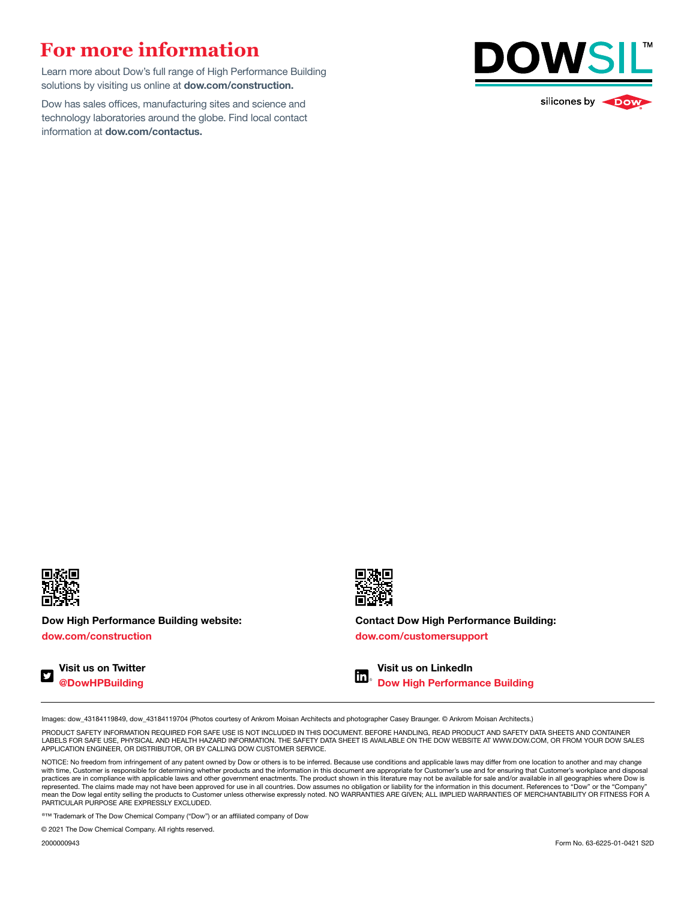# For more information

Learn more about Dow's full range of High Performance Building solutions by visiting us online at **dow.com/construction.**

Dow has sales offices, manufacturing sites and science and technology laboratories around the globe. Find local contact information at **dow.com/contactus.**

DOWSIL™

silicones by Dow

**Dow High Performance Building website:**
**dow.com/construction**

**Contact Dow High Performance Building:**
**dow.com/customersupport**

**Visit us on Twitter**
**@DowHPBuilding**

**Visit us on LinkedIn**
**Dow High Performance Building**

Images: dow_43184119849, dow_43184119704 (Photos courtesy of Ankrom Moisan Architects and photographer Casey Braunger. © Ankrom Moisan Architects.)

PRODUCT SAFETY INFORMATION REQUIRED FOR SAFE USE IS NOT INCLUDED IN THIS DOCUMENT. BEFORE HANDLING, READ PRODUCT AND SAFETY DATA SHEETS AND CONTAINER LABELS FOR SAFE USE, PHYSICAL AND HEALTH HAZARD INFORMATION. THE SAFETY DATA SHEET IS AVAILABLE ON THE DOW WEBSITE AT WWW.DOW.COM, OR FROM YOUR DOW SALES APPLICATION ENGINEER, OR DISTRIBUTOR, OR BY CALLING DOW CUSTOMER SERVICE.

NOTICE: No freedom from infringement of any patent owned by Dow or others is to be inferred. Because use conditions and applicable laws may differ from one location to another and may change with time, Customer is responsible for determining whether products and the information in this document are appropriate for Customer's use and for ensuring that Customer's workplace and disposal practices are in compliance with applicable laws and other government enactments. The product shown in this literature may not be available for sale and/or available in all geographies where Dow is represented. The claims made may not have been approved for use in all countries. Dow assumes no obligation or liability for the information in this document. References to "Dow" or the "Company" mean the Dow legal entity selling the products to Customer unless otherwise expressly noted. NO WARRANTIES ARE GIVEN; ALL IMPLIED WARRANTIES OF MERCHANTABILITY OR FITNESS FOR A PARTICULAR PURPOSE ARE EXPRESSLY EXCLUDED.

®™ Trademark of The Dow Chemical Company ("Dow") or an affiliated company of Dow

© 2021 The Dow Chemical Company. All rights reserved.

2000000943

Form No. 63-6225-01-0421 S2D